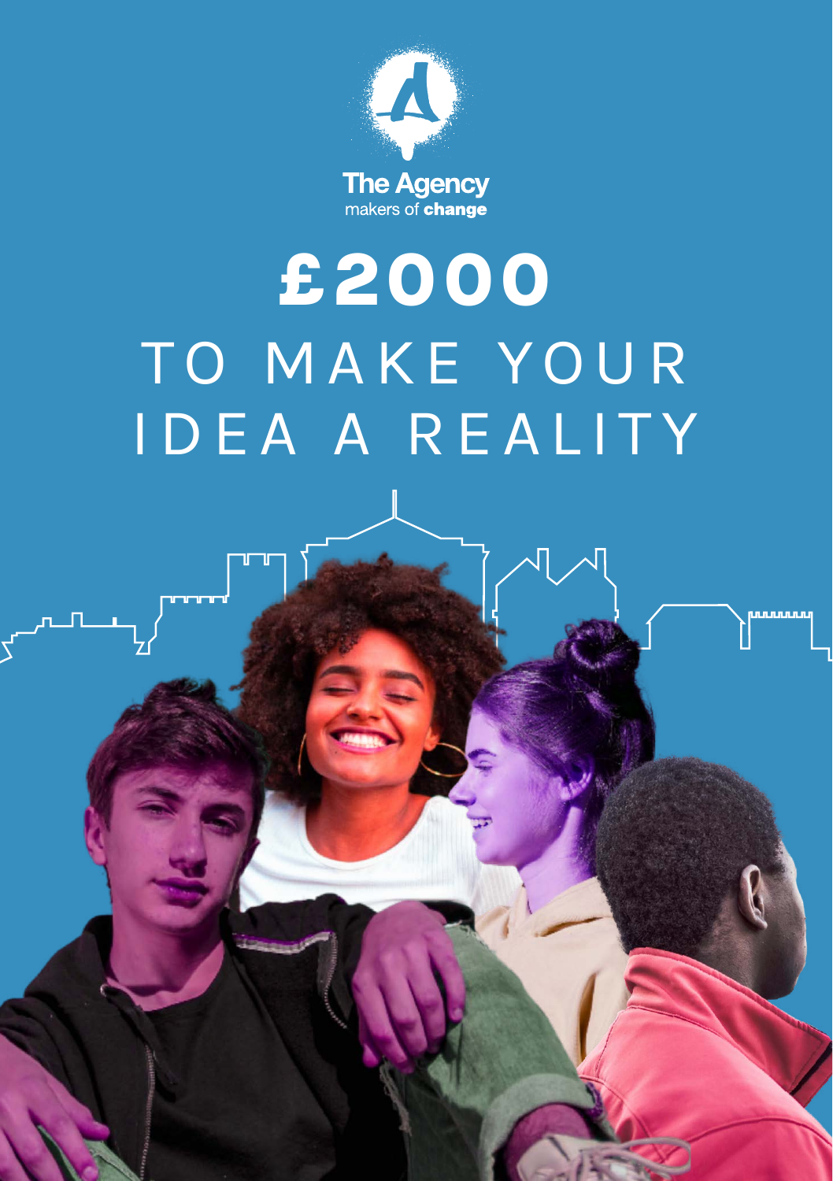The Agency
makers of **change**

# £2000

## TO MAKE YOUR IDEA A REALITY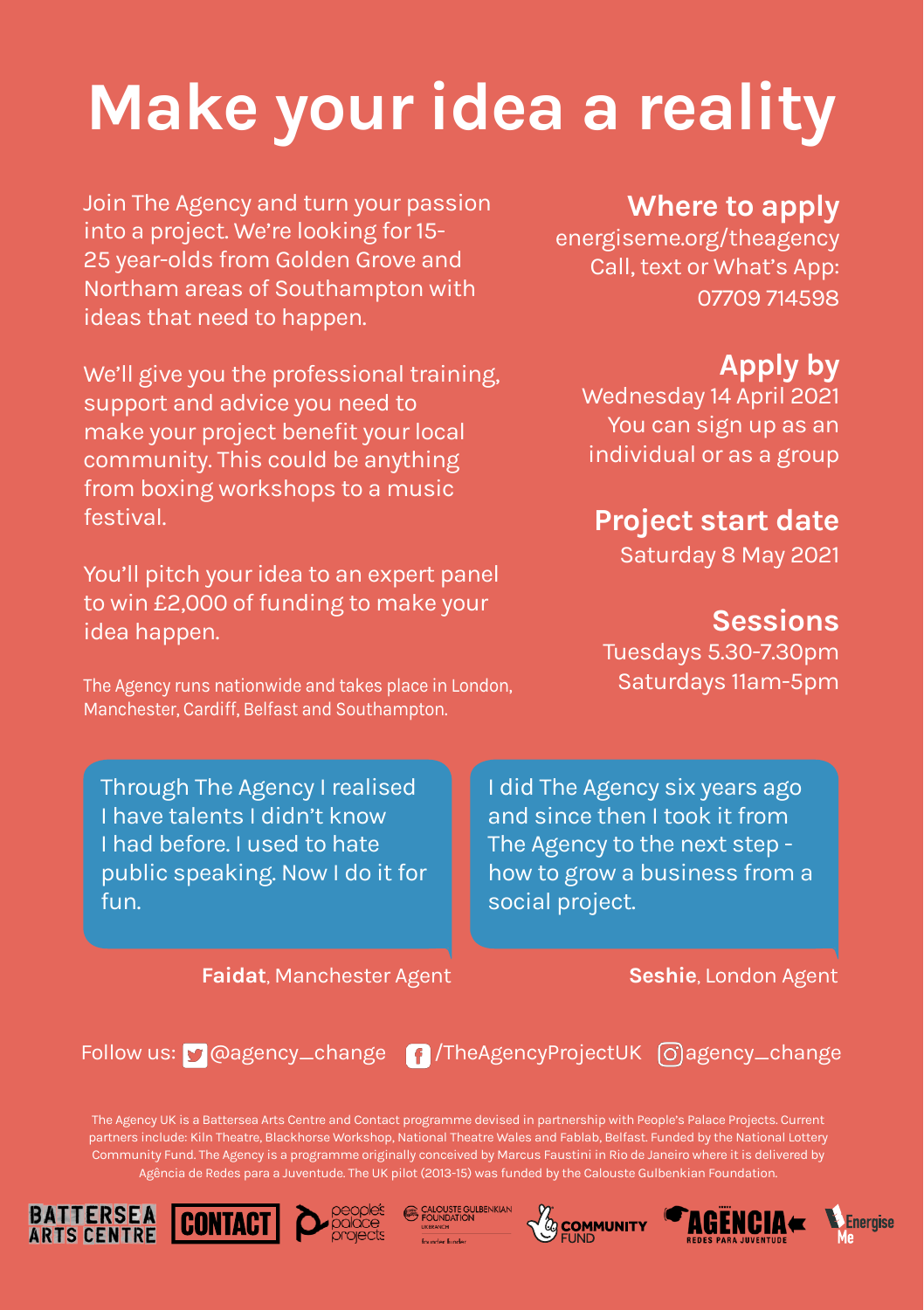# Make your idea a reality

Join The Agency and turn your passion into a project. We're looking for 15-25 year-olds from Golden Grove and Northam areas of Southampton with ideas that need to happen.

We'll give you the professional training, support and advice you need to make your project benefit your local community. This could be anything from boxing workshops to a music festival.

You'll pitch your idea to an expert panel to win £2,000 of funding to make your idea happen.

The Agency runs nationwide and takes place in London, Manchester, Cardiff, Belfast and Southampton.

## Where to apply

energiseme.org/theagency
Call, text or What's App:
07709 714598

## Apply by

Wednesday 14 April 2021
You can sign up as an individual or as a group

## Project start date

Saturday 8 May 2021

## Sessions

Tuesdays 5.30-7.30pm
Saturdays 11am-5pm

> Through The Agency I realised I have talents I didn't know I had before. I used to hate public speaking. Now I do it for fun.

**Faidat**, Manchester Agent

> I did The Agency six years ago and since then I took it from The Agency to the next step - how to grow a business from a social project.

**Seshie**, London Agent

Follow us: @agency_change /TheAgencyProjectUK agency_change

The Agency UK is a Battersea Arts Centre and Contact programme devised in partnership with People's Palace Projects. Current partners include: Kiln Theatre, Blackhorse Workshop, National Theatre Wales and Fablab, Belfast. Funded by the National Lottery Community Fund. The Agency is a programme originally conceived by Marcus Faustini in Rio de Janeiro where it is delivered by Agência de Redes para a Juventude. The UK pilot (2013-15) was funded by the Calouste Gulbenkian Foundation.

Battersea Arts Centre | Contact | People's Palace Projects | Calouste Gulbenkian Foundation | Community Fund | Agência Redes para Juventude | Energise Me